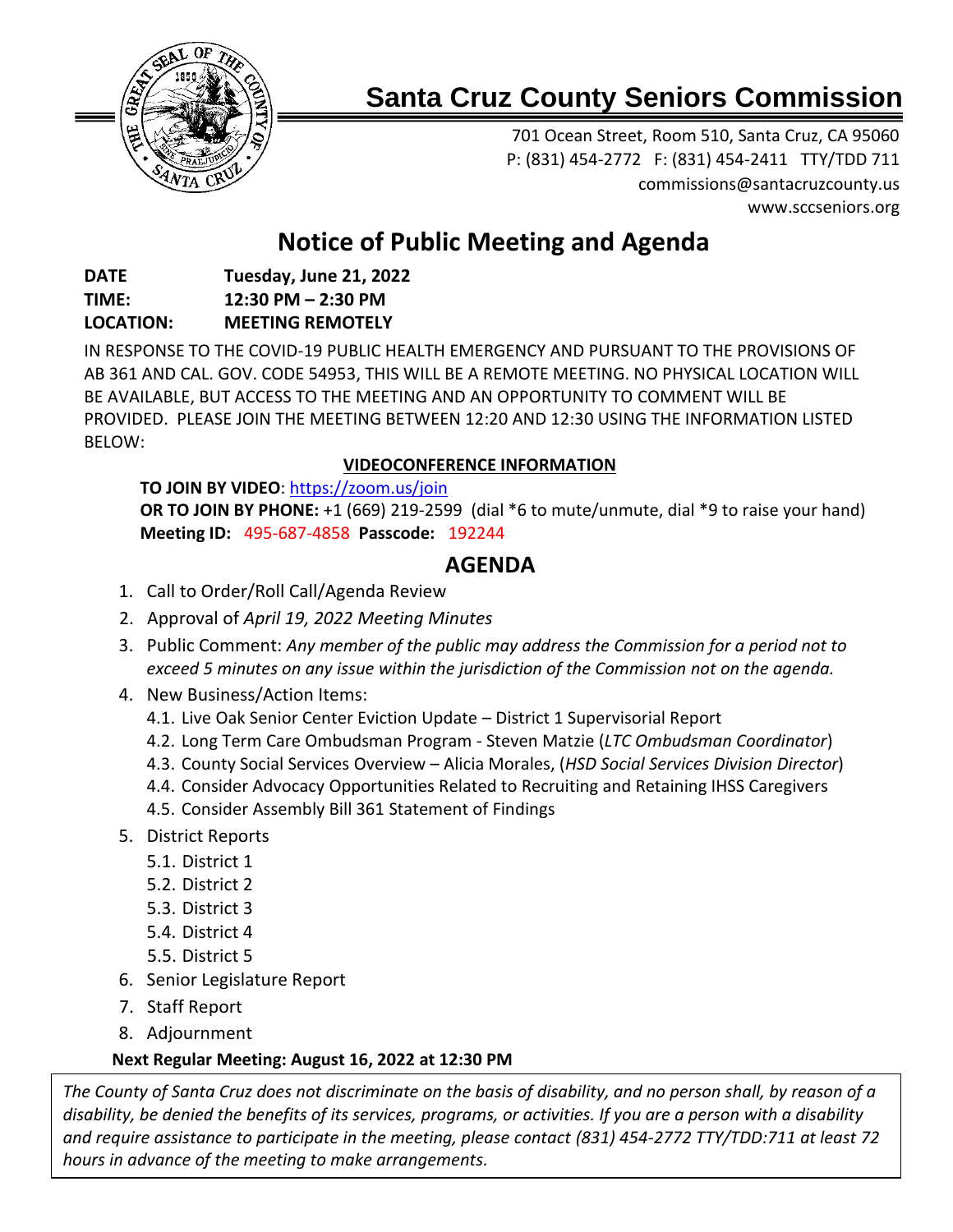# Santa Cruz County Seniors Commission

701 Ocean Street, Room 510, Santa Cruz, CA 95060
P: (831) 454-2772 F: (831) 454-2411 TTY/TDD 711
commissions@santacruzcounty.us
www.sccseniors.org

## Notice of Public Meeting and Agenda

**DATE** **Tuesday, June 21, 2022**
**TIME:** **12:30 PM – 2:30 PM**
**LOCATION:** **MEETING REMOTELY**

IN RESPONSE TO THE COVID-19 PUBLIC HEALTH EMERGENCY AND PURSUANT TO THE PROVISIONS OF AB 361 AND CAL. GOV. CODE 54953, THIS WILL BE A REMOTE MEETING. NO PHYSICAL LOCATION WILL BE AVAILABLE, BUT ACCESS TO THE MEETING AND AN OPPORTUNITY TO COMMENT WILL BE PROVIDED. PLEASE JOIN THE MEETING BETWEEN 12:20 AND 12:30 USING THE INFORMATION LISTED BELOW:

**VIDEOCONFERENCE INFORMATION**

**TO JOIN BY VIDEO**: https://zoom.us/join
**OR TO JOIN BY PHONE:** +1 (669) 219-2599 (dial *6 to mute/unmute, dial *9 to raise your hand)
**Meeting ID:** 495-687-4858 **Passcode:** 192244

## AGENDA

1. Call to Order/Roll Call/Agenda Review
2. Approval of *April 19, 2022 Meeting Minutes*
3. Public Comment: *Any member of the public may address the Commission for a period not to exceed 5 minutes on any issue within the jurisdiction of the Commission not on the agenda.*
4. New Business/Action Items:
   - 4.1. Live Oak Senior Center Eviction Update – District 1 Supervisorial Report
   - 4.2. Long Term Care Ombudsman Program - Steven Matzie (*LTC Ombudsman Coordinator*)
   - 4.3. County Social Services Overview – Alicia Morales, (*HSD Social Services Division Director*)
   - 4.4. Consider Advocacy Opportunities Related to Recruiting and Retaining IHSS Caregivers
   - 4.5. Consider Assembly Bill 361 Statement of Findings
5. District Reports
   - 5.1. District 1
   - 5.2. District 2
   - 5.3. District 3
   - 5.4. District 4
   - 5.5. District 5
6. Senior Legislature Report
7. Staff Report
8. Adjournment

**Next Regular Meeting: August 16, 2022 at 12:30 PM**

*The County of Santa Cruz does not discriminate on the basis of disability, and no person shall, by reason of a disability, be denied the benefits of its services, programs, or activities. If you are a person with a disability and require assistance to participate in the meeting, please contact (831) 454-2772 TTY/TDD:711 at least 72 hours in advance of the meeting to make arrangements.*